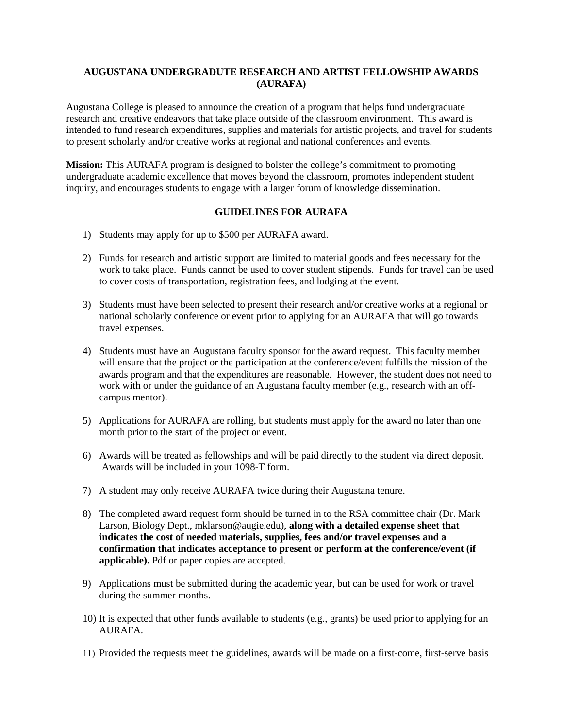# AUGUSTANA UNDERGRADUTE RESEARCH AND ARTIST FELLOWSHIP AWARDS (AURAFA)

Augustana College is pleased to announce the creation of a program that helps fund undergraduate research and creative endeavors that take place outside of the classroom environment. This award is intended to fund research expenditures, supplies and materials for artistic projects, and travel for students to present scholarly and/or creative works at regional and national conferences and events.

**Mission:** This AURAFA program is designed to bolster the college's commitment to promoting undergraduate academic excellence that moves beyond the classroom, promotes independent student inquiry, and encourages students to engage with a larger forum of knowledge dissemination.

## GUIDELINES FOR AURAFA

1) Students may apply for up to $500 per AURAFA award.

2) Funds for research and artistic support are limited to material goods and fees necessary for the work to take place. Funds cannot be used to cover student stipends. Funds for travel can be used to cover costs of transportation, registration fees, and lodging at the event.

3) Students must have been selected to present their research and/or creative works at a regional or national scholarly conference or event prior to applying for an AURAFA that will go towards travel expenses.

4) Students must have an Augustana faculty sponsor for the award request. This faculty member will ensure that the project or the participation at the conference/event fulfills the mission of the awards program and that the expenditures are reasonable. However, the student does not need to work with or under the guidance of an Augustana faculty member (e.g., research with an off-campus mentor).

5) Applications for AURAFA are rolling, but students must apply for the award no later than one month prior to the start of the project or event.

6) Awards will be treated as fellowships and will be paid directly to the student via direct deposit. Awards will be included in your 1098-T form.

7) A student may only receive AURAFA twice during their Augustana tenure.

8) The completed award request form should be turned in to the RSA committee chair (Dr. Mark Larson, Biology Dept., mklarson@augie.edu), **along with a detailed expense sheet that indicates the cost of needed materials, supplies, fees and/or travel expenses and a confirmation that indicates acceptance to present or perform at the conference/event (if applicable).** Pdf or paper copies are accepted.

9) Applications must be submitted during the academic year, but can be used for work or travel during the summer months.

10) It is expected that other funds available to students (e.g., grants) be used prior to applying for an AURAFA.

11) Provided the requests meet the guidelines, awards will be made on a first-come, first-serve basis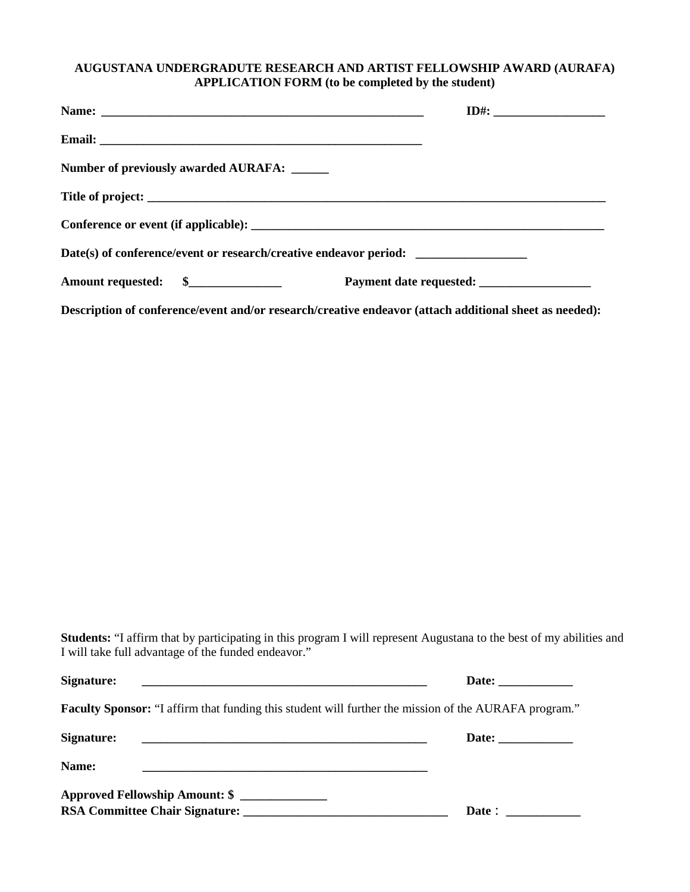**AUGUSTANA UNDERGRADUTE RESEARCH AND ARTIST FELLOWSHIP AWARD (AURAFA) APPLICATION FORM (to be completed by the student)**

**Name:** _______________________________________________________ **ID#:** __________________

**Email:** _______________________________________________________

**Number of previously awarded AURAFA:** ______

**Title of project:** _______________________________________________________________________________

**Conference or event (if applicable):** ____________________________________________________________

**Date(s) of conference/event or research/creative endeavor period:** __________________

**Amount requested:** $_______________ **Payment date requested:** __________________

**Description of conference/event and/or research/creative endeavor (attach additional sheet as needed):**

**Students:** "I affirm that by participating in this program I will represent Augustana to the best of my abilities and I will take full advantage of the funded endeavor."

**Signature:** _________________________________________________ **Date:** ____________

**Faculty Sponsor:** "I affirm that funding this student will further the mission of the AURAFA program."

**Signature:** _________________________________________________ **Date:** ____________

**Name:** _________________________________________________

**Approved Fellowship Amount: $** ______________

**RSA Committee Chair Signature:** _________________________________ **Date**： ____________